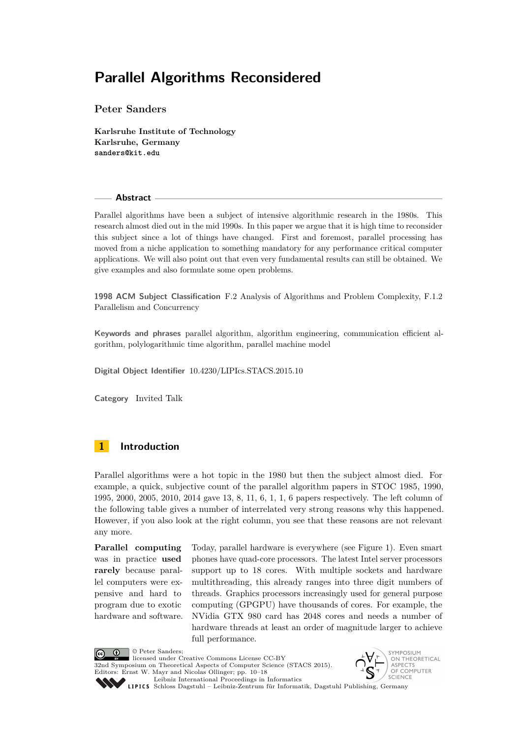# Parallel Algorithms Reconsidered

**Peter Sanders**

**Karlsruhe Institute of Technology**
**Karlsruhe, Germany**
**sanders@kit.edu**

## Abstract

Parallel algorithms have been a subject of intensive algorithmic research in the 1980s. This research almost died out in the mid 1990s. In this paper we argue that it is high time to reconsider this subject since a lot of things have changed. First and foremost, parallel processing has moved from a niche application to something mandatory for any performance critical computer applications. We will also point out that even very fundamental results can still be obtained. We give examples and also formulate some open problems.

**1998 ACM Subject Classification** F.2 Analysis of Algorithms and Problem Complexity, F.1.2 Parallelism and Concurrency

**Keywords and phrases** parallel algorithm, algorithm engineering, communication efficient algorithm, polylogarithmic time algorithm, parallel machine model

**Digital Object Identifier** 10.4230/LIPIcs.STACS.2015.10

**Category** Invited Talk

## 1 Introduction

Parallel algorithms were a hot topic in the 1980 but then the subject almost died. For example, a quick, subjective count of the parallel algorithm papers in STOC 1985, 1990, 1995, 2000, 2005, 2010, 2014 gave 13, 8, 11, 6, 1, 1, 6 papers respectively. The left column of the following table gives a number of interrelated very strong reasons why this happened. However, if you also look at the right column, you see that these reasons are not relevant any more.

| | |
|---|---|
| **Parallel computing** was in practice **used rarely** because parallel computers were expensive and hard to program due to exotic hardware and software. | Today, parallel hardware is everywhere (see Figure 1). Even smart phones have quad-core processors. The latest Intel server processors support up to 18 cores. With multiple sockets and hardware multithreading, this already ranges into three digit numbers of threads. Graphics processors increasingly used for general purpose computing (GPGPU) have thousands of cores. For example, the NVidia GTX 980 card has 2048 cores and needs a number of hardware threads at least an order of magnitude larger to achieve full performance. |

© Peter Sanders;
licensed under Creative Commons License CC-BY
32nd Symposium on Theoretical Aspects of Computer Science (STACS 2015).
Editors: Ernst W. Mayr and Nicolas Ollinger; pp. 10–18
Leibniz International Proceedings in Informatics
Schloss Dagstuhl – Leibniz-Zentrum für Informatik, Dagstuhl Publishing, Germany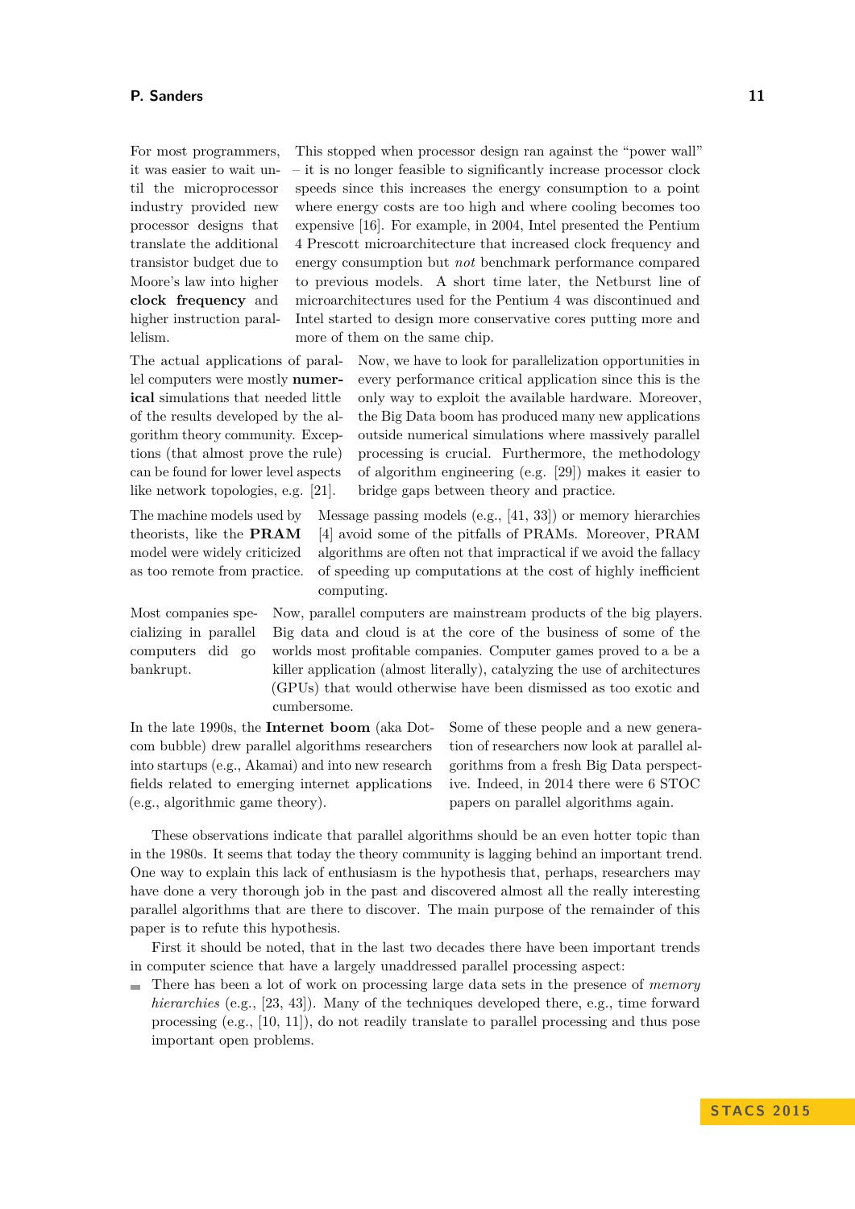For most programmers, it was easier to wait until the microprocessor industry provided new processor designs that translate the additional transistor budget due to Moore's law into higher **clock frequency** and higher instruction parallelism.

This stopped when processor design ran against the "power wall" – it is no longer feasible to significantly increase processor clock speeds since this increases the energy consumption to a point where energy costs are too high and where cooling becomes too expensive [16]. For example, in 2004, Intel presented the Pentium 4 Prescott microarchitecture that increased clock frequency and energy consumption but *not* benchmark performance compared to previous models. A short time later, the Netburst line of microarchitectures used for the Pentium 4 was discontinued and Intel started to design more conservative cores putting more and more of them on the same chip.

The actual applications of parallel computers were mostly **numerical** simulations that needed little of the results developed by the algorithm theory community. Exceptions (that almost prove the rule) can be found for lower level aspects like network topologies, e.g. [21].

Now, we have to look for parallelization opportunities in every performance critical application since this is the only way to exploit the available hardware. Moreover, the Big Data boom has produced many new applications outside numerical simulations where massively parallel processing is crucial. Furthermore, the methodology of algorithm engineering (e.g. [29]) makes it easier to bridge gaps between theory and practice.

The machine models used by theorists, like the **PRAM** model were widely criticized as too remote from practice.

Message passing models (e.g., [41, 33]) or memory hierarchies [4] avoid some of the pitfalls of PRAMs. Moreover, PRAM algorithms are often not that impractical if we avoid the fallacy of speeding up computations at the cost of highly inefficient computing.

Most companies specializing in parallel computers did go bankrupt.

Now, parallel computers are mainstream products of the big players. Big data and cloud is at the core of the business of some of the worlds most profitable companies. Computer games proved to a be a killer application (almost literally), catalyzing the use of architectures (GPUs) that would otherwise have been dismissed as too exotic and cumbersome.

In the late 1990s, the **Internet boom** (aka Dotcom bubble) drew parallel algorithms researchers into startups (e.g., Akamai) and into new research fields related to emerging internet applications (e.g., algorithmic game theory).

Some of these people and a new generation of researchers now look at parallel algorithms from a fresh Big Data perspective. Indeed, in 2014 there were 6 STOC papers on parallel algorithms again.

These observations indicate that parallel algorithms should be an even hotter topic than in the 1980s. It seems that today the theory community is lagging behind an important trend. One way to explain this lack of enthusiasm is the hypothesis that, perhaps, researchers may have done a very thorough job in the past and discovered almost all the really interesting parallel algorithms that are there to discover. The main purpose of the remainder of this paper is to refute this hypothesis.

First it should be noted, that in the last two decades there have been important trends in computer science that have a largely unaddressed parallel processing aspect:

- There has been a lot of work on processing large data sets in the presence of *memory hierarchies* (e.g., [23, 43]). Many of the techniques developed there, e.g., time forward processing (e.g., [10, 11]), do not readily translate to parallel processing and thus pose important open problems.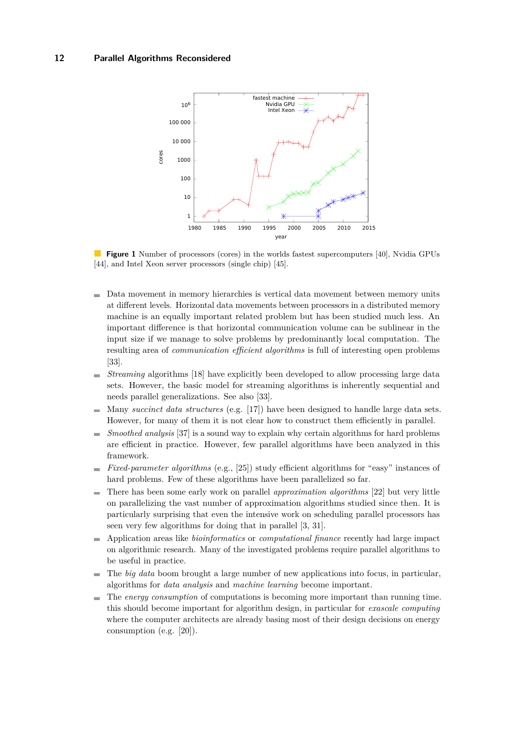**Figure 1** Number of processors (cores) in the worlds fastest supercomputers [40], Nvidia GPUs [44], and Intel Xeon server processors (single chip) [45].

- Data movement in memory hierarchies is vertical data movement between memory units at different levels. Horizontal data movements between processors in a distributed memory machine is an equally important related problem but has been studied much less. An important difference is that horizontal communication volume can be sublinear in the input size if we manage to solve problems by predominantly local computation. The resulting area of *communication efficient algorithms* is full of interesting open problems [33].
- *Streaming* algorithms [18] have explicitly been developed to allow processing large data sets. However, the basic model for streaming algorithms is inherently sequential and needs parallel generalizations. See also [33].
- Many *succinct data structures* (e.g. [17]) have been designed to handle large data sets. However, for many of them it is not clear how to construct them efficiently in parallel.
- *Smoothed analysis* [37] is a sound way to explain why certain algorithms for hard problems are efficient in practice. However, few parallel algorithms have been analyzed in this framework.
- *Fixed-parameter algorithms* (e.g., [25]) study efficient algorithms for "easy" instances of hard problems. Few of these algorithms have been parallelized so far.
- There has been some early work on parallel *approximation algorithms* [22] but very little on parallelizing the vast number of approximation algorithms studied since then. It is particularly surprising that even the intensive work on scheduling parallel processors has seen very few algorithms for doing that in parallel [3, 31].
- Application areas like *bioinformatics* or *computational finance* recently had large impact on algorithmic research. Many of the investigated problems require parallel algorithms to be useful in practice.
- The *big data* boom brought a large number of new applications into focus, in particular, algorithms for *data analysis* and *machine learning* become important.
- The *energy consumption* of computations is becoming more important than running time. this should become important for algorithm design, in particular for *exascale computing* where the computer architects are already basing most of their design decisions on energy consumption (e.g. [20]).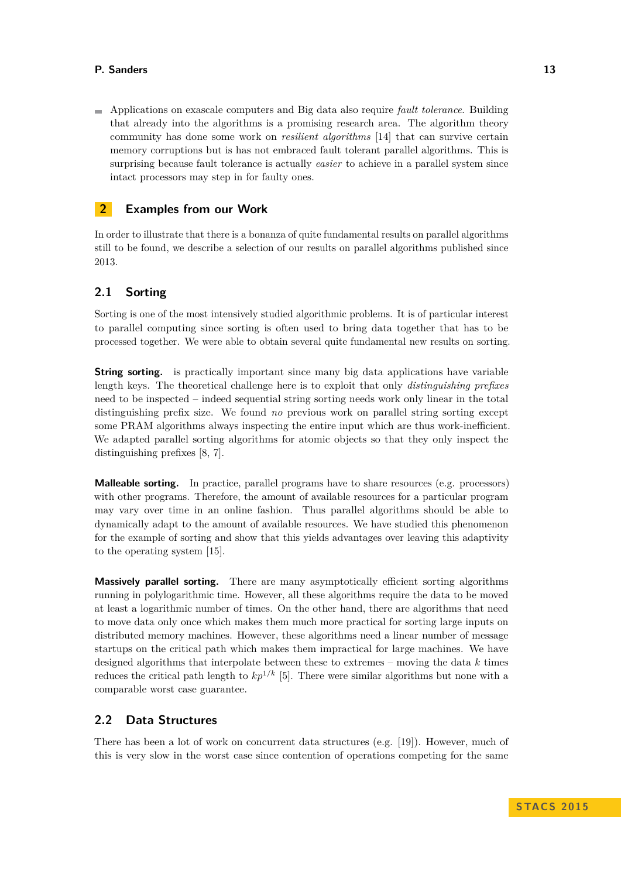- Applications on exascale computers and Big data also require *fault tolerance*. Building that already into the algorithms is a promising research area. The algorithm theory community has done some work on *resilient algorithms* [14] that can survive certain memory corruptions but is has not embraced fault tolerant parallel algorithms. This is surprising because fault tolerance is actually *easier* to achieve in a parallel system since intact processors may step in for faulty ones.

## 2 Examples from our Work

In order to illustrate that there is a bonanza of quite fundamental results on parallel algorithms still to be found, we describe a selection of our results on parallel algorithms published since 2013.

### 2.1 Sorting

Sorting is one of the most intensively studied algorithmic problems. It is of particular interest to parallel computing since sorting is often used to bring data together that has to be processed together. We were able to obtain several quite fundamental new results on sorting.

**String sorting.** is practically important since many big data applications have variable length keys. The theoretical challenge here is to exploit that only *distinguishing prefixes* need to be inspected – indeed sequential string sorting needs work only linear in the total distinguishing prefix size. We found *no* previous work on parallel string sorting except some PRAM algorithms always inspecting the entire input which are thus work-inefficient. We adapted parallel sorting algorithms for atomic objects so that they only inspect the distinguishing prefixes [8, 7].

**Malleable sorting.** In practice, parallel programs have to share resources (e.g. processors) with other programs. Therefore, the amount of available resources for a particular program may vary over time in an online fashion. Thus parallel algorithms should be able to dynamically adapt to the amount of available resources. We have studied this phenomenon for the example of sorting and show that this yields advantages over leaving this adaptivity to the operating system [15].

**Massively parallel sorting.** There are many asymptotically efficient sorting algorithms running in polylogarithmic time. However, all these algorithms require the data to be moved at least a logarithmic number of times. On the other hand, there are algorithms that need to move data only once which makes them much more practical for sorting large inputs on distributed memory machines. However, these algorithms need a linear number of message startups on the critical path which makes them impractical for large machines. We have designed algorithms that interpolate between these to extremes – moving the data $k$ times reduces the critical path length to $kp^{1/k}$ [5]. There were similar algorithms but none with a comparable worst case guarantee.

### 2.2 Data Structures

There has been a lot of work on concurrent data structures (e.g. [19]). However, much of this is very slow in the worst case since contention of operations competing for the same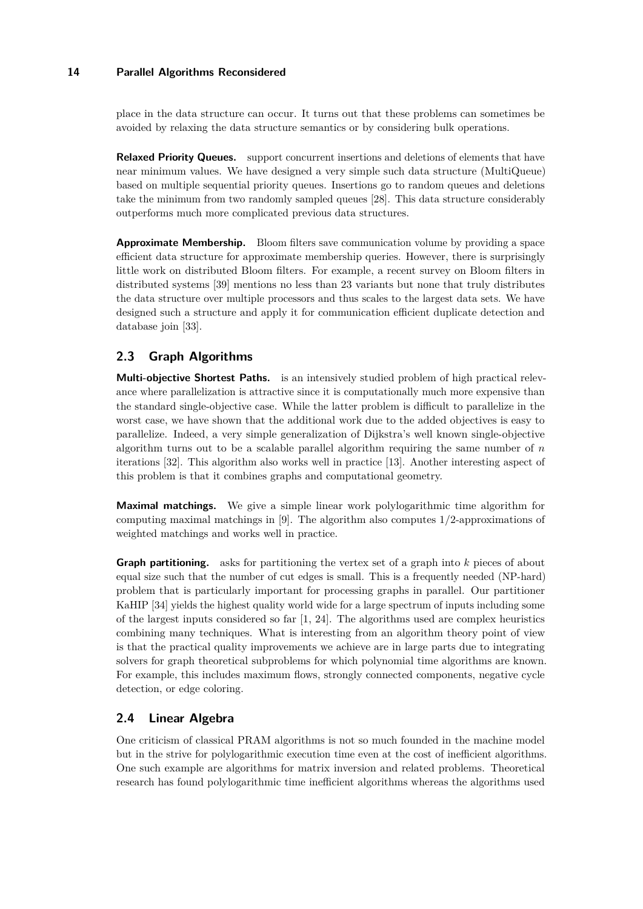place in the data structure can occur. It turns out that these problems can sometimes be avoided by relaxing the data structure semantics or by considering bulk operations.

**Relaxed Priority Queues.** support concurrent insertions and deletions of elements that have near minimum values. We have designed a very simple such data structure (MultiQueue) based on multiple sequential priority queues. Insertions go to random queues and deletions take the minimum from two randomly sampled queues [28]. This data structure considerably outperforms much more complicated previous data structures.

**Approximate Membership.** Bloom filters save communication volume by providing a space efficient data structure for approximate membership queries. However, there is surprisingly little work on distributed Bloom filters. For example, a recent survey on Bloom filters in distributed systems [39] mentions no less than 23 variants but none that truly distributes the data structure over multiple processors and thus scales to the largest data sets. We have designed such a structure and apply it for communication efficient duplicate detection and database join [33].

## 2.3 Graph Algorithms

**Multi-objective Shortest Paths.** is an intensively studied problem of high practical relevance where parallelization is attractive since it is computationally much more expensive than the standard single-objective case. While the latter problem is difficult to parallelize in the worst case, we have shown that the additional work due to the added objectives is easy to parallelize. Indeed, a very simple generalization of Dijkstra's well known single-objective algorithm turns out to be a scalable parallel algorithm requiring the same number of $n$ iterations [32]. This algorithm also works well in practice [13]. Another interesting aspect of this problem is that it combines graphs and computational geometry.

**Maximal matchings.** We give a simple linear work polylogarithmic time algorithm for computing maximal matchings in [9]. The algorithm also computes 1/2-approximations of weighted matchings and works well in practice.

**Graph partitioning.** asks for partitioning the vertex set of a graph into $k$ pieces of about equal size such that the number of cut edges is small. This is a frequently needed (NP-hard) problem that is particularly important for processing graphs in parallel. Our partitioner KaHIP [34] yields the highest quality world wide for a large spectrum of inputs including some of the largest inputs considered so far [1, 24]. The algorithms used are complex heuristics combining many techniques. What is interesting from an algorithm theory point of view is that the practical quality improvements we achieve are in large parts due to integrating solvers for graph theoretical subproblems for which polynomial time algorithms are known. For example, this includes maximum flows, strongly connected components, negative cycle detection, or edge coloring.

## 2.4 Linear Algebra

One criticism of classical PRAM algorithms is not so much founded in the machine model but in the strive for polylogarithmic execution time even at the cost of inefficient algorithms. One such example are algorithms for matrix inversion and related problems. Theoretical research has found polylogarithmic time inefficient algorithms whereas the algorithms used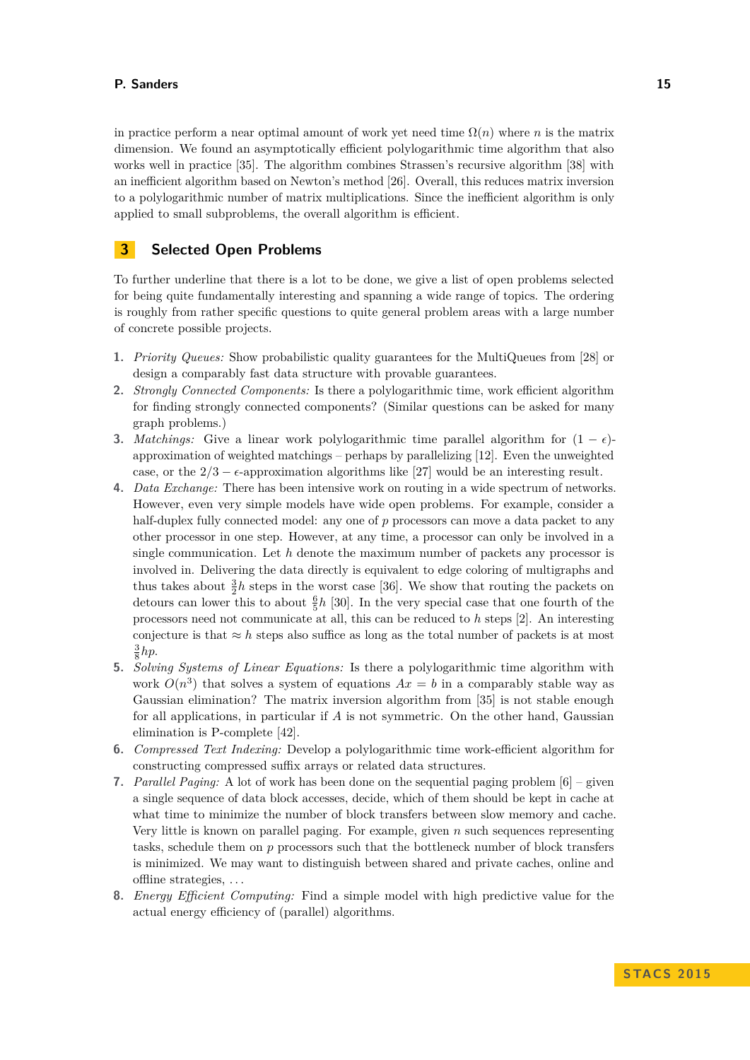in practice perform a near optimal amount of work yet need time $\Omega(n)$ where $n$ is the matrix dimension. We found an asymptotically efficient polylogarithmic time algorithm that also works well in practice [35]. The algorithm combines Strassen's recursive algorithm [38] with an inefficient algorithm based on Newton's method [26]. Overall, this reduces matrix inversion to a polylogarithmic number of matrix multiplications. Since the inefficient algorithm is only applied to small subproblems, the overall algorithm is efficient.

## 3 Selected Open Problems

To further underline that there is a lot to be done, we give a list of open problems selected for being quite fundamentally interesting and spanning a wide range of topics. The ordering is roughly from rather specific questions to quite general problem areas with a large number of concrete possible projects.

1. *Priority Queues:* Show probabilistic quality guarantees for the MultiQueues from [28] or design a comparably fast data structure with provable guarantees.
2. *Strongly Connected Components:* Is there a polylogarithmic time, work efficient algorithm for finding strongly connected components? (Similar questions can be asked for many graph problems.)
3. *Matchings:* Give a linear work polylogarithmic time parallel algorithm for $(1-\epsilon)$-approximation of weighted matchings – perhaps by parallelizing [12]. Even the unweighted case, or the $2/3-\epsilon$-approximation algorithms like [27] would be an interesting result.
4. *Data Exchange:* There has been intensive work on routing in a wide spectrum of networks. However, even very simple models have wide open problems. For example, consider a half-duplex fully connected model: any one of $p$ processors can move a data packet to any other processor in one step. However, at any time, a processor can only be involved in a single communication. Let $h$ denote the maximum number of packets any processor is involved in. Delivering the data directly is equivalent to edge coloring of multigraphs and thus takes about $\frac{3}{2}h$ steps in the worst case [36]. We show that routing the packets on detours can lower this to about $\frac{6}{5}h$ [30]. In the very special case that one fourth of the processors need not communicate at all, this can be reduced to $h$ steps [2]. An interesting conjecture is that $\approx h$ steps also suffice as long as the total number of packets is at most $\frac{3}{8}hp$.
5. *Solving Systems of Linear Equations:* Is there a polylogarithmic time algorithm with work $O(n^3)$ that solves a system of equations $Ax = b$ in a comparably stable way as Gaussian elimination? The matrix inversion algorithm from [35] is not stable enough for all applications, in particular if $A$ is not symmetric. On the other hand, Gaussian elimination is P-complete [42].
6. *Compressed Text Indexing:* Develop a polylogarithmic time work-efficient algorithm for constructing compressed suffix arrays or related data structures.
7. *Parallel Paging:* A lot of work has been done on the sequential paging problem [6] – given a single sequence of data block accesses, decide, which of them should be kept in cache at what time to minimize the number of block transfers between slow memory and cache. Very little is known on parallel paging. For example, given $n$ such sequences representing tasks, schedule them on $p$ processors such that the bottleneck number of block transfers is minimized. We may want to distinguish between shared and private caches, online and offline strategies, . . .
8. *Energy Efficient Computing:* Find a simple model with high predictive value for the actual energy efficiency of (parallel) algorithms.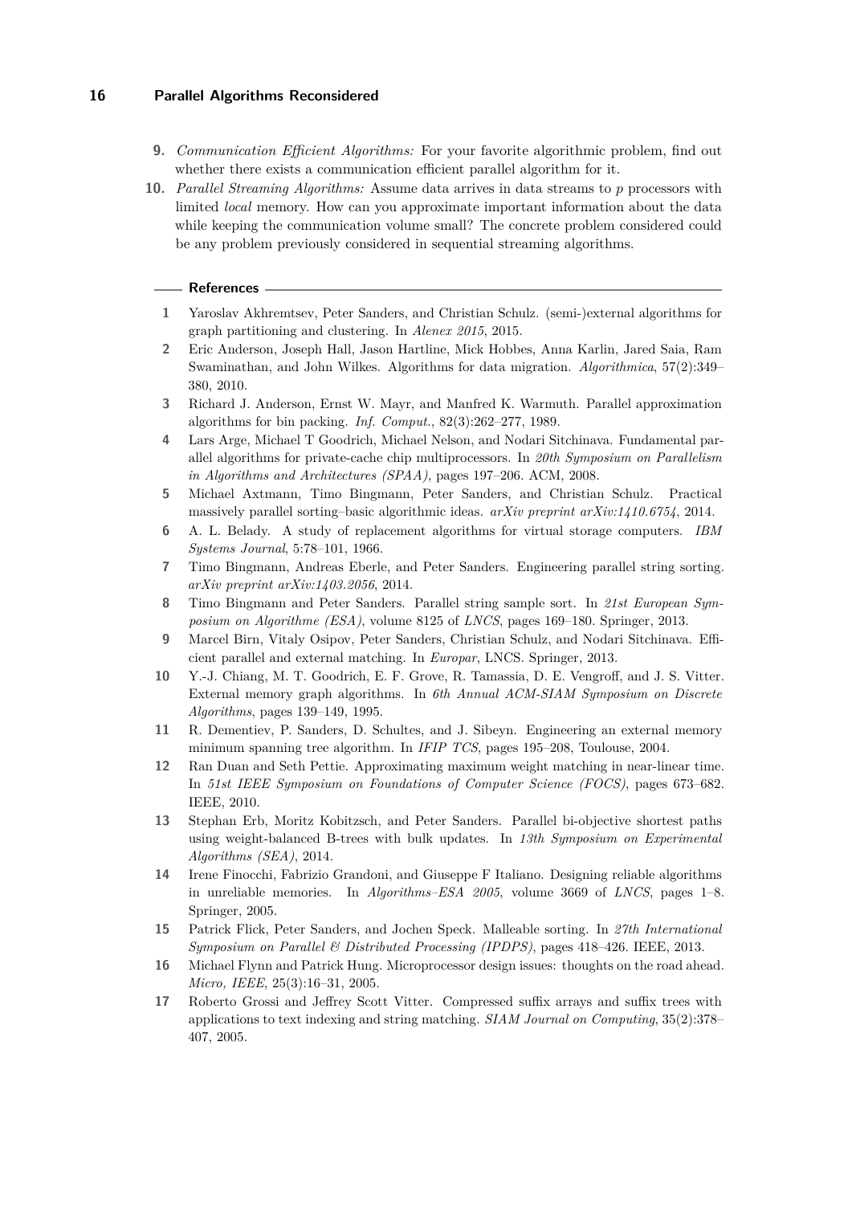9. *Communication Efficient Algorithms:* For your favorite algorithmic problem, find out whether there exists a communication efficient parallel algorithm for it.
10. *Parallel Streaming Algorithms:* Assume data arrives in data streams to $p$ processors with limited *local* memory. How can you approximate important information about the data while keeping the communication volume small? The concrete problem considered could be any problem previously considered in sequential streaming algorithms.

## References

1. Yaroslav Akhremtsev, Peter Sanders, and Christian Schulz. (semi-)external algorithms for graph partitioning and clustering. In *Alenex 2015*, 2015.
2. Eric Anderson, Joseph Hall, Jason Hartline, Mick Hobbes, Anna Karlin, Jared Saia, Ram Swaminathan, and John Wilkes. Algorithms for data migration. *Algorithmica*, 57(2):349–380, 2010.
3. Richard J. Anderson, Ernst W. Mayr, and Manfred K. Warmuth. Parallel approximation algorithms for bin packing. *Inf. Comput.*, 82(3):262–277, 1989.
4. Lars Arge, Michael T Goodrich, Michael Nelson, and Nodari Sitchinava. Fundamental parallel algorithms for private-cache chip multiprocessors. In *20th Symposium on Parallelism in Algorithms and Architectures (SPAA)*, pages 197–206. ACM, 2008.
5. Michael Axtmann, Timo Bingmann, Peter Sanders, and Christian Schulz. Practical massively parallel sorting–basic algorithmic ideas. *arXiv preprint arXiv:1410.6754*, 2014.
6. A. L. Belady. A study of replacement algorithms for virtual storage computers. *IBM Systems Journal*, 5:78–101, 1966.
7. Timo Bingmann, Andreas Eberle, and Peter Sanders. Engineering parallel string sorting. *arXiv preprint arXiv:1403.2056*, 2014.
8. Timo Bingmann and Peter Sanders. Parallel string sample sort. In *21st European Symposium on Algorithme (ESA)*, volume 8125 of *LNCS*, pages 169–180. Springer, 2013.
9. Marcel Birn, Vitaly Osipov, Peter Sanders, Christian Schulz, and Nodari Sitchinava. Efficient parallel and external matching. In *Europar*, LNCS. Springer, 2013.
10. Y.-J. Chiang, M. T. Goodrich, E. F. Grove, R. Tamassia, D. E. Vengroff, and J. S. Vitter. External memory graph algorithms. In *6th Annual ACM-SIAM Symposium on Discrete Algorithms*, pages 139–149, 1995.
11. R. Dementiev, P. Sanders, D. Schultes, and J. Sibeyn. Engineering an external memory minimum spanning tree algorithm. In *IFIP TCS*, pages 195–208, Toulouse, 2004.
12. Ran Duan and Seth Pettie. Approximating maximum weight matching in near-linear time. In *51st IEEE Symposium on Foundations of Computer Science (FOCS)*, pages 673–682. IEEE, 2010.
13. Stephan Erb, Moritz Kobitzsch, and Peter Sanders. Parallel bi-objective shortest paths using weight-balanced B-trees with bulk updates. In *13th Symposium on Experimental Algorithms (SEA)*, 2014.
14. Irene Finocchi, Fabrizio Grandoni, and Giuseppe F Italiano. Designing reliable algorithms in unreliable memories. In *Algorithms–ESA 2005*, volume 3669 of *LNCS*, pages 1–8. Springer, 2005.
15. Patrick Flick, Peter Sanders, and Jochen Speck. Malleable sorting. In *27th International Symposium on Parallel & Distributed Processing (IPDPS)*, pages 418–426. IEEE, 2013.
16. Michael Flynn and Patrick Hung. Microprocessor design issues: thoughts on the road ahead. *Micro, IEEE*, 25(3):16–31, 2005.
17. Roberto Grossi and Jeffrey Scott Vitter. Compressed suffix arrays and suffix trees with applications to text indexing and string matching. *SIAM Journal on Computing*, 35(2):378–407, 2005.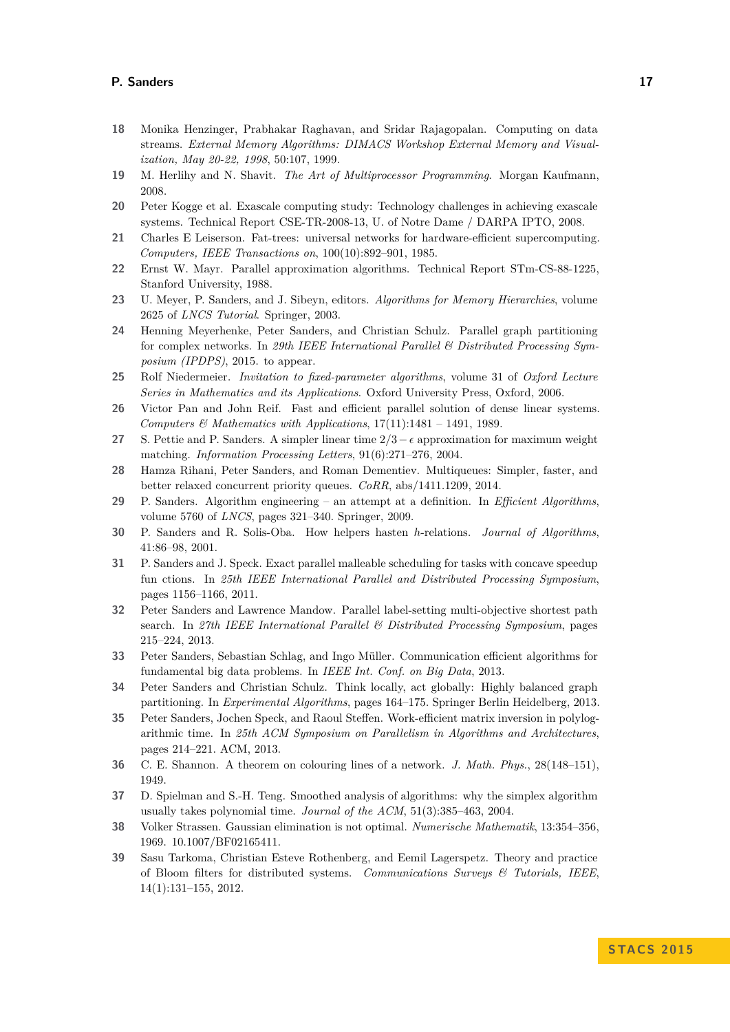**18** Monika Henzinger, Prabhakar Raghavan, and Sridar Rajagopalan. Computing on data streams. *External Memory Algorithms: DIMACS Workshop External Memory and Visualization, May 20-22, 1998*, 50:107, 1999.

**19** M. Herlihy and N. Shavit. *The Art of Multiprocessor Programming*. Morgan Kaufmann, 2008.

**20** Peter Kogge et al. Exascale computing study: Technology challenges in achieving exascale systems. Technical Report CSE-TR-2008-13, U. of Notre Dame / DARPA IPTO, 2008.

**21** Charles E Leiserson. Fat-trees: universal networks for hardware-efficient supercomputing. *Computers, IEEE Transactions on*, 100(10):892–901, 1985.

**22** Ernst W. Mayr. Parallel approximation algorithms. Technical Report STm-CS-88-1225, Stanford University, 1988.

**23** U. Meyer, P. Sanders, and J. Sibeyn, editors. *Algorithms for Memory Hierarchies*, volume 2625 of *LNCS Tutorial*. Springer, 2003.

**24** Henning Meyerhenke, Peter Sanders, and Christian Schulz. Parallel graph partitioning for complex networks. In *29th IEEE International Parallel & Distributed Processing Symposium (IPDPS)*, 2015. to appear.

**25** Rolf Niedermeier. *Invitation to fixed-parameter algorithms*, volume 31 of *Oxford Lecture Series in Mathematics and its Applications*. Oxford University Press, Oxford, 2006.

**26** Victor Pan and John Reif. Fast and efficient parallel solution of dense linear systems. *Computers & Mathematics with Applications*, 17(11):1481 – 1491, 1989.

**27** S. Pettie and P. Sanders. A simpler linear time $2/3-\epsilon$ approximation for maximum weight matching. *Information Processing Letters*, 91(6):271–276, 2004.

**28** Hamza Rihani, Peter Sanders, and Roman Dementiev. Multiqueues: Simpler, faster, and better relaxed concurrent priority queues. *CoRR*, abs/1411.1209, 2014.

**29** P. Sanders. Algorithm engineering – an attempt at a definition. In *Efficient Algorithms*, volume 5760 of *LNCS*, pages 321–340. Springer, 2009.

**30** P. Sanders and R. Solis-Oba. How helpers hasten $h$-relations. *Journal of Algorithms*, 41:86–98, 2001.

**31** P. Sanders and J. Speck. Exact parallel malleable scheduling for tasks with concave speedup fun ctions. In *25th IEEE International Parallel and Distributed Processing Symposium*, pages 1156–1166, 2011.

**32** Peter Sanders and Lawrence Mandow. Parallel label-setting multi-objective shortest path search. In *27th IEEE International Parallel & Distributed Processing Symposium*, pages 215–224, 2013.

**33** Peter Sanders, Sebastian Schlag, and Ingo Müller. Communication efficient algorithms for fundamental big data problems. In *IEEE Int. Conf. on Big Data*, 2013.

**34** Peter Sanders and Christian Schulz. Think locally, act globally: Highly balanced graph partitioning. In *Experimental Algorithms*, pages 164–175. Springer Berlin Heidelberg, 2013.

**35** Peter Sanders, Jochen Speck, and Raoul Steffen. Work-efficient matrix inversion in polylogarithmic time. In *25th ACM Symposium on Parallelism in Algorithms and Architectures*, pages 214–221. ACM, 2013.

**36** C. E. Shannon. A theorem on colouring lines of a network. *J. Math. Phys.*, 28(148–151), 1949.

**37** D. Spielman and S.-H. Teng. Smoothed analysis of algorithms: why the simplex algorithm usually takes polynomial time. *Journal of the ACM*, 51(3):385–463, 2004.

**38** Volker Strassen. Gaussian elimination is not optimal. *Numerische Mathematik*, 13:354–356, 1969. 10.1007/BF02165411.

**39** Sasu Tarkoma, Christian Esteve Rothenberg, and Eemil Lagerspetz. Theory and practice of Bloom filters for distributed systems. *Communications Surveys & Tutorials, IEEE*, 14(1):131–155, 2012.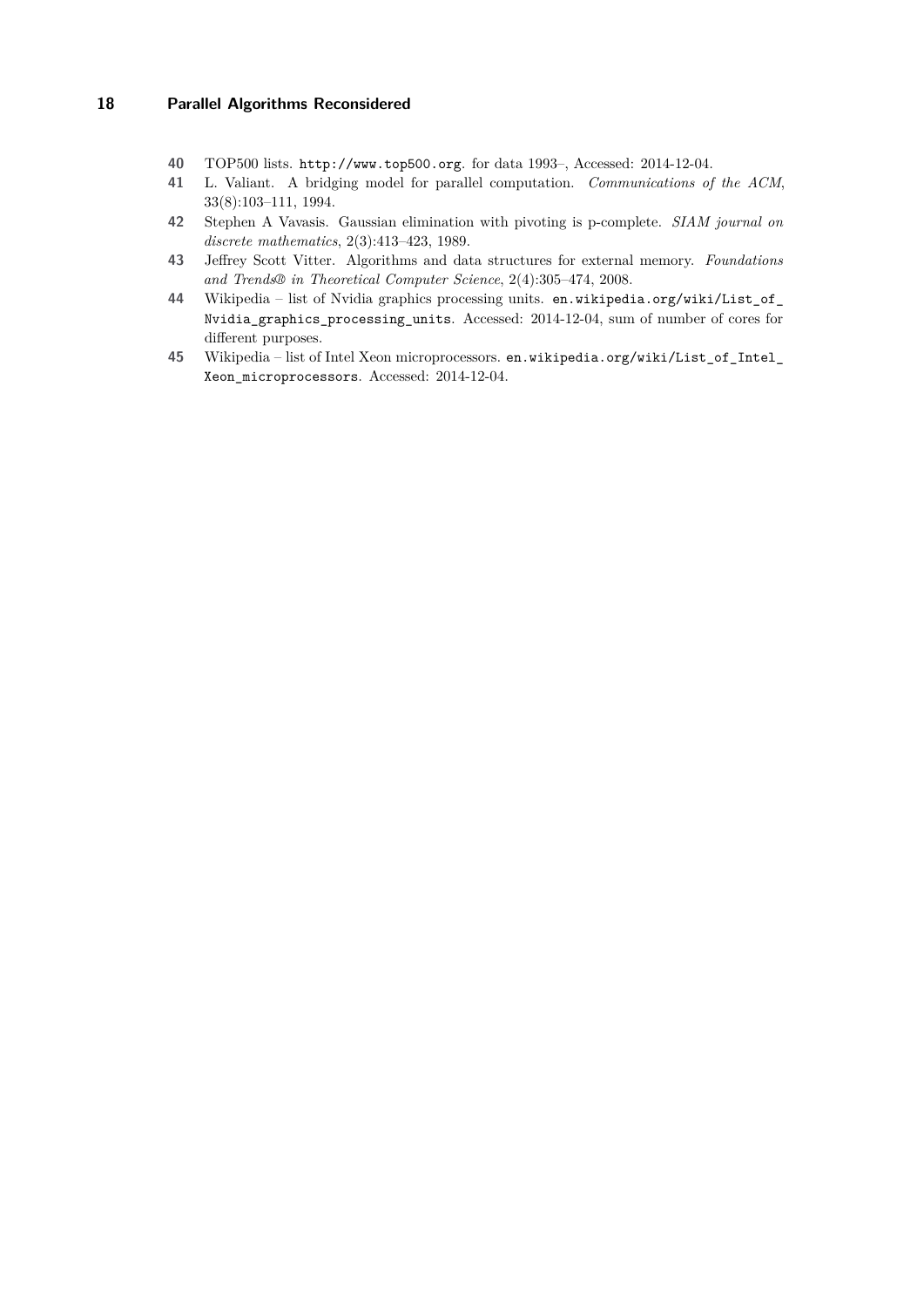40 TOP500 lists. http://www.top500.org. for data 1993–, Accessed: 2014-12-04.

41 L. Valiant. A bridging model for parallel computation. *Communications of the ACM*, 33(8):103–111, 1994.

42 Stephen A Vavasis. Gaussian elimination with pivoting is p-complete. *SIAM journal on discrete mathematics*, 2(3):413–423, 1989.

43 Jeffrey Scott Vitter. Algorithms and data structures for external memory. *Foundations and Trends® in Theoretical Computer Science*, 2(4):305–474, 2008.

44 Wikipedia – list of Nvidia graphics processing units. en.wikipedia.org/wiki/List_of_Nvidia_graphics_processing_units. Accessed: 2014-12-04, sum of number of cores for different purposes.

45 Wikipedia – list of Intel Xeon microprocessors. en.wikipedia.org/wiki/List_of_Intel_Xeon_microprocessors. Accessed: 2014-12-04.